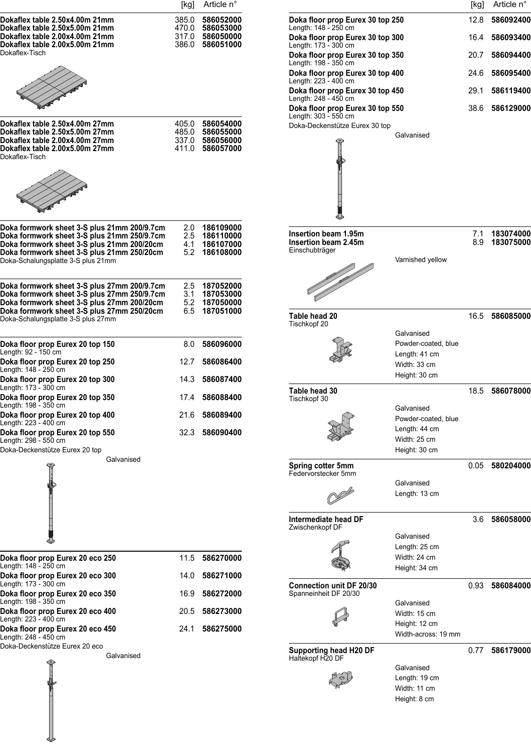| | [kg] | Article n° |
|---|---|---|
| **Dokaflex table 2.50x4.00m 21mm** | 385.0 | **586052000** |
| **Dokaflex table 2.50x5.00m 21mm** | 470.0 | **586053000** |
| **Dokaflex table 2.00x4.00m 21mm** | 317.0 | **586050000** |
| **Dokaflex table 2.00x5.00m 21mm** | 386.0 | **586051000** |
| Dokaflex-Tisch | | |
| **Dokaflex table 2.50x4.00m 27mm** | 405.0 | **586054000** |
| **Dokaflex table 2.50x5.00m 27mm** | 485.0 | **586055000** |
| **Dokaflex table 2.00x4.00m 27mm** | 337.0 | **586056000** |
| **Dokaflex table 2.00x5.00m 27mm** | 411.0 | **586057000** |
| Dokaflex-Tisch | | |
| **Doka formwork sheet 3-S plus 21mm 200/9.7cm** | 2.0 | **186109000** |
| **Doka formwork sheet 3-S plus 21mm 250/9.7cm** | 2.5 | **186110000** |
| **Doka formwork sheet 3-S plus 21mm 200/20cm** | 4.1 | **186107000** |
| **Doka formwork sheet 3-S plus 21mm 250/20cm** | 5.2 | **186108000** |
| Doka-Schalungsplatte 3-S plus 21mm | | |
| **Doka formwork sheet 3-S plus 27mm 200/9.7cm** | 2.5 | **187052000** |
| **Doka formwork sheet 3-S plus 27mm 250/9.7cm** | 3.1 | **187053000** |
| **Doka formwork sheet 3-S plus 27mm 200/20cm** | 5.2 | **187050000** |
| **Doka formwork sheet 3-S plus 27mm 250/20cm** | 6.5 | **187051000** |
| Doka-Schalungsplatte 3-S plus 27mm | | |
| **Doka floor prop Eurex 20 top 150** (Length: 92 - 150 cm) | 8.0 | **586096000** |
| **Doka floor prop Eurex 20 top 250** (Length: 148 - 250 cm) | 12.7 | **586086400** |
| **Doka floor prop Eurex 20 top 300** (Length: 173 - 300 cm) | 14.3 | **586087400** |
| **Doka floor prop Eurex 20 top 350** (Length: 198 - 350 cm) | 17.4 | **586088400** |
| **Doka floor prop Eurex 20 top 400** (Length: 223 - 400 cm) | 21.6 | **586089400** |
| **Doka floor prop Eurex 20 top 550** (Length: 298 - 550 cm) | 32.3 | **586090400** |
| Doka-Deckenstütze Eurex 20 top — Galvanised | | |
| **Doka floor prop Eurex 20 eco 250** (Length: 148 - 250 cm) | 11.5 | **586270000** |
| **Doka floor prop Eurex 20 eco 300** (Length: 173 - 300 cm) | 14.0 | **586271000** |
| **Doka floor prop Eurex 20 eco 350** (Length: 198 - 350 cm) | 16.9 | **586272000** |
| **Doka floor prop Eurex 20 eco 400** (Length: 223 - 400 cm) | 20.5 | **586273000** |
| **Doka floor prop Eurex 20 eco 450** (Length: 248 - 450 cm) | 24.1 | **586275000** |
| Doka-Deckenstütze Eurex 20 eco — Galvanised | | |
| **Doka floor prop Eurex 30 top 250** (Length: 148 - 250 cm) | 12.8 | **586092400** |
| **Doka floor prop Eurex 30 top 300** (Length: 173 - 300 cm) | 16.4 | **586093400** |
| **Doka floor prop Eurex 30 top 350** (Length: 198 - 350 cm) | 20.7 | **586094400** |
| **Doka floor prop Eurex 30 top 400** (Length: 223 - 400 cm) | 24.6 | **586095400** |
| **Doka floor prop Eurex 30 top 450** (Length: 248 - 450 cm) | 29.1 | **586119400** |
| **Doka floor prop Eurex 30 top 550** (Length: 303 - 550 cm) | 38.6 | **586129000** |
| Doka-Deckenstütze Eurex 30 top — Galvanised | | |
| **Insertion beam 1.95m** | 7.1 | **183074000** |
| **Insertion beam 2.45m** | 8.9 | **183075000** |
| Einschubträger — Varnished yellow | | |
| **Table head 20** — Tischkopf 20 — Galvanised; Powder-coated, blue; Length: 41 cm; Width: 33 cm; Height: 30 cm | 16.5 | **586085000** |
| **Table head 30** — Tischkopf 30 — Galvanised; Powder-coated, blue; Length: 44 cm; Width: 25 cm; Height: 30 cm | 18.5 | **586078000** |
| **Spring cotter 5mm** — Federvorstecker 5mm — Galvanised; Length: 13 cm | 0.05 | **580204000** |
| **Intermediate head DF** — Zwischenkopf DF — Galvanised; Length: 25 cm; Width: 24 cm; Height: 34 cm | 3.6 | **586058000** |
| **Connection unit DF 20/30** — Spanneinheit DF 20/30 — Galvanised; Width: 15 cm; Height: 12 cm; Width-across: 19 mm | 0.93 | **586084000** |
| **Supporting head H20 DF** — Haltekopf H20 DF — Galvanised; Length: 19 cm; Width: 11 cm; Height: 8 cm | 0.77 | **586179000** |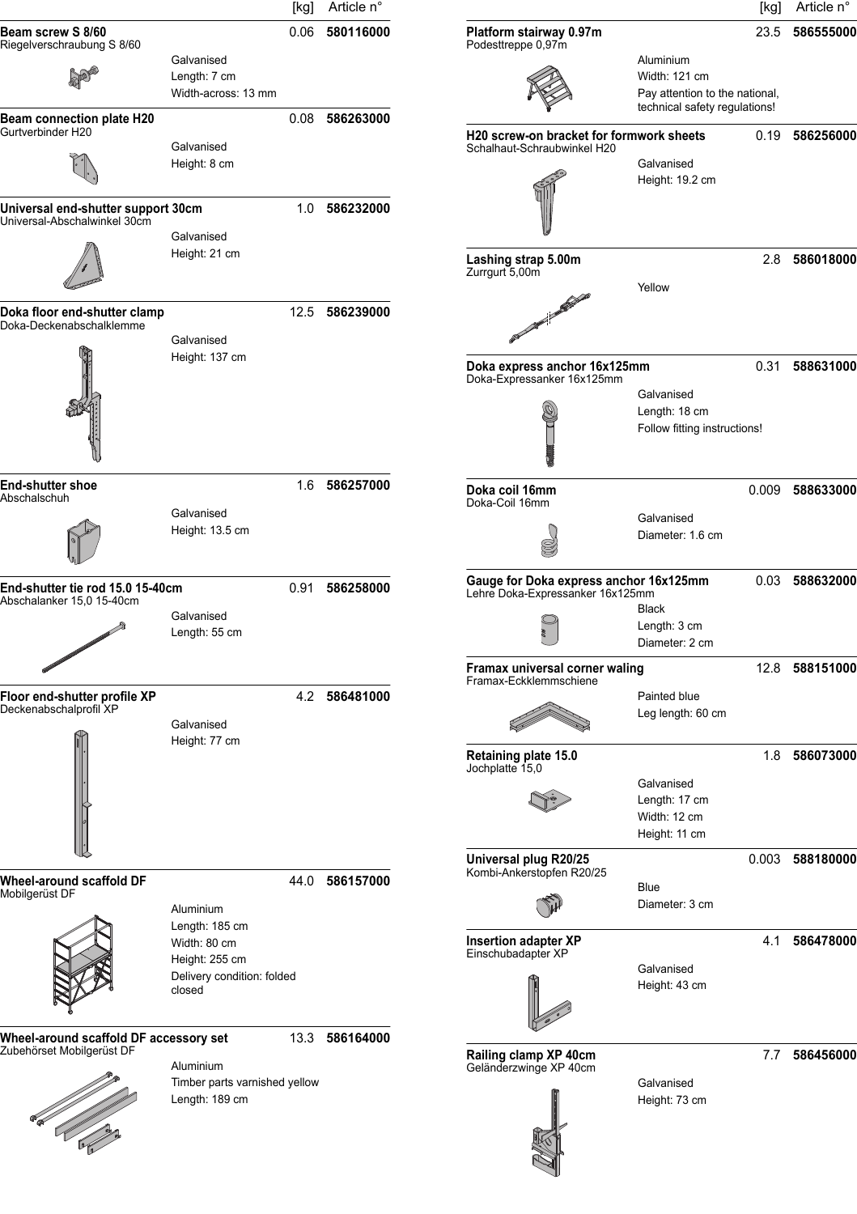| | [kg] | Article n° |
|---|---|---|
| **Beam screw S 8/60**<br>Riegelverschraubung S 8/60<br>Galvanised<br>Length: 7 cm<br>Width-across: 13 mm | 0.06 | **580116000** |
| **Beam connection plate H20**<br>Gurtverbinder H20<br>Galvanised<br>Height: 8 cm | 0.08 | **586263000** |
| **Universal end-shutter support 30cm**<br>Universal-Abschalwinkel 30cm<br>Galvanised<br>Height: 21 cm | 1.0 | **586232000** |
| **Doka floor end-shutter clamp**<br>Doka-Deckenabschalklemme<br>Galvanised<br>Height: 137 cm | 12.5 | **586239000** |
| **End-shutter shoe**<br>Abschalschuh<br>Galvanised<br>Height: 13.5 cm | 1.6 | **586257000** |
| **End-shutter tie rod 15.0 15-40cm**<br>Abschalanker 15,0 15-40cm<br>Galvanised<br>Length: 55 cm | 0.91 | **586258000** |
| **Floor end-shutter profile XP**<br>Deckenabschalprofil XP<br>Galvanised<br>Height: 77 cm | 4.2 | **586481000** |
| **Wheel-around scaffold DF**<br>Mobilgerüst DF<br>Aluminium<br>Length: 185 cm<br>Width: 80 cm<br>Height: 255 cm<br>Delivery condition: folded closed | 44.0 | **586157000** |
| **Wheel-around scaffold DF accessory set**<br>Zubehörset Mobilgerüst DF<br>Aluminium<br>Timber parts varnished yellow<br>Length: 189 cm | 13.3 | **586164000** |
| **Platform stairway 0.97m**<br>Podesttreppe 0,97m<br>Aluminium<br>Width: 121 cm<br>Pay attention to the national, technical safety regulations! | 23.5 | **586555000** |
| **H20 screw-on bracket for formwork sheets**<br>Schalhaut-Schraubwinkel H20<br>Galvanised<br>Height: 19.2 cm | 0.19 | **586256000** |
| **Lashing strap 5.00m**<br>Zurrgurt 5,00m<br>Yellow | 2.8 | **586018000** |
| **Doka express anchor 16x125mm**<br>Doka-Expressanker 16x125mm<br>Galvanised<br>Length: 18 cm<br>Follow fitting instructions! | 0.31 | **588631000** |
| **Doka coil 16mm**<br>Doka-Coil 16mm<br>Galvanised<br>Diameter: 1.6 cm | 0.009 | **588633000** |
| **Gauge for Doka express anchor 16x125mm**<br>Lehre Doka-Expressanker 16x125mm<br>Black<br>Length: 3 cm<br>Diameter: 2 cm | 0.03 | **588632000** |
| **Framax universal corner waling**<br>Framax-Eckklemmschiene<br>Painted blue<br>Leg length: 60 cm | 12.8 | **588151000** |
| **Retaining plate 15.0**<br>Jochplatte 15,0<br>Galvanised<br>Length: 17 cm<br>Width: 12 cm<br>Height: 11 cm | 1.8 | **586073000** |
| **Universal plug R20/25**<br>Kombi-Ankerstopfen R20/25<br>Blue<br>Diameter: 3 cm | 0.003 | **588180000** |
| **Insertion adapter XP**<br>Einschubadapter XP<br>Galvanised<br>Height: 43 cm | 4.1 | **586478000** |
| **Railing clamp XP 40cm**<br>Geländerzwinge XP 40cm<br>Galvanised<br>Height: 73 cm | 7.7 | **586456000** |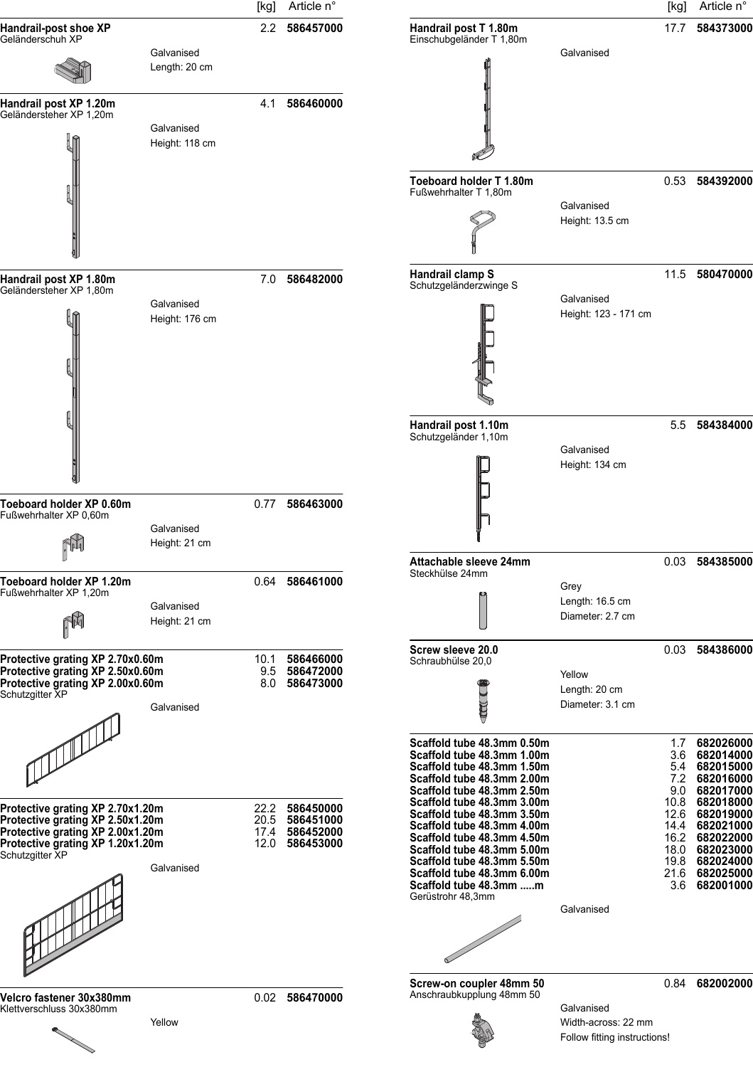| | | [kg] | Article n° |
|---|---|---|---|
| **Handrail-post shoe XP**<br>Geländerschuh XP | Galvanised<br>Length: 20 cm | 2.2 | **586457000** |
| **Handrail post XP 1.20m**<br>Geländersteher XP 1,20m | Galvanised<br>Height: 118 cm | 4.1 | **586460000** |
| **Handrail post XP 1.80m**<br>Geländersteher XP 1,80m | Galvanised<br>Height: 176 cm | 7.0 | **586482000** |
| **Toeboard holder XP 0.60m**<br>Fußwehrhalter XP 0,60m | Galvanised<br>Height: 21 cm | 0.77 | **586463000** |
| **Toeboard holder XP 1.20m**<br>Fußwehrhalter XP 1,20m | Galvanised<br>Height: 21 cm | 0.64 | **586461000** |
| **Protective grating XP 2.70x0.60m**<br>**Protective grating XP 2.50x0.60m**<br>**Protective grating XP 2.00x0.60m**<br>Schutzgitter XP | Galvanised | 10.1<br>9.5<br>8.0 | **586466000**<br>**586472000**<br>**586473000** |
| **Protective grating XP 2.70x1.20m**<br>**Protective grating XP 2.50x1.20m**<br>**Protective grating XP 2.00x1.20m**<br>**Protective grating XP 1.20x1.20m**<br>Schutzgitter XP | Galvanised | 22.2<br>20.5<br>17.4<br>12.0 | **586450000**<br>**586451000**<br>**586452000**<br>**586453000** |
| **Velcro fastener 30x380mm**<br>Klettverschluss 30x380mm | Yellow | 0.02 | **586470000** |
| **Handrail post T 1.80m**<br>Einschubgeländer T 1,80m | Galvanised | 17.7 | **584373000** |
| **Toeboard holder T 1.80m**<br>Fußwehrhalter T 1,80m | Galvanised<br>Height: 13.5 cm | 0.53 | **584392000** |
| **Handrail clamp S**<br>Schutzgeländerzwinge S | Galvanised<br>Height: 123 - 171 cm | 11.5 | **580470000** |
| **Handrail post 1.10m**<br>Schutzgeländer 1,10m | Galvanised<br>Height: 134 cm | 5.5 | **584384000** |
| **Attachable sleeve 24mm**<br>Steckhülse 24mm | Grey<br>Length: 16.5 cm<br>Diameter: 2.7 cm | 0.03 | **584385000** |
| **Screw sleeve 20.0**<br>Schraubhülse 20,0 | Yellow<br>Length: 20 cm<br>Diameter: 3.1 cm | 0.03 | **584386000** |
| **Scaffold tube 48.3mm 0.50m**<br>**Scaffold tube 48.3mm 1.00m**<br>**Scaffold tube 48.3mm 1.50m**<br>**Scaffold tube 48.3mm 2.00m**<br>**Scaffold tube 48.3mm 2.50m**<br>**Scaffold tube 48.3mm 3.00m**<br>**Scaffold tube 48.3mm 3.50m**<br>**Scaffold tube 48.3mm 4.00m**<br>**Scaffold tube 48.3mm 4.50m**<br>**Scaffold tube 48.3mm 5.00m**<br>**Scaffold tube 48.3mm 5.50m**<br>**Scaffold tube 48.3mm 6.00m**<br>**Scaffold tube 48.3mm .....m**<br>Gerüstrohr 48,3mm | Galvanised | 1.7<br>3.6<br>5.4<br>7.2<br>9.0<br>10.8<br>12.6<br>14.4<br>16.2<br>18.0<br>19.8<br>21.6<br>3.6 | **682026000**<br>**682014000**<br>**682015000**<br>**682016000**<br>**682017000**<br>**682018000**<br>**682019000**<br>**682021000**<br>**682022000**<br>**682023000**<br>**682024000**<br>**682025000**<br>**682001000** |
| **Screw-on coupler 48mm 50**<br>Anschraubkupplung 48mm 50 | Galvanised<br>Width-across: 22 mm<br>Follow fitting instructions! | 0.84 | **682002000** |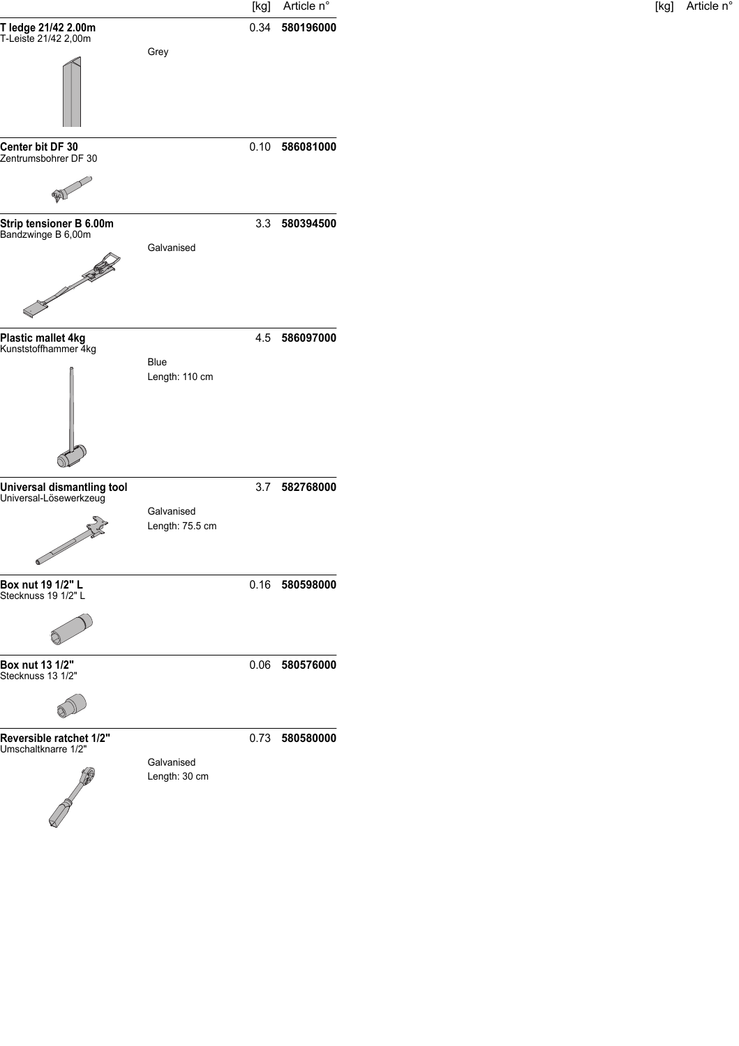| | | [kg] | Article n° |
|---|---|---|---|
| **T ledge 21/42 2.00m**<br>T-Leiste 21/42 2,00m | Grey | 0.34 | **580196000** |
| **Center bit DF 30**<br>Zentrumsbohrer DF 30 | | 0.10 | **586081000** |
| **Strip tensioner B 6.00m**<br>Bandzwinge B 6,00m | Galvanised | 3.3 | **580394500** |
| **Plastic mallet 4kg**<br>Kunststoffhammer 4kg | Blue<br>Length: 110 cm | 4.5 | **586097000** |
| **Universal dismantling tool**<br>Universal-Lösewerkzeug | Galvanised<br>Length: 75.5 cm | 3.7 | **582768000** |
| **Box nut 19 1/2" L**<br>Stecknuss 19 1/2" L | | 0.16 | **580598000** |
| **Box nut 13 1/2"**<br>Stecknuss 13 1/2" | | 0.06 | **580576000** |
| **Reversible ratchet 1/2"**<br>Umschaltknarre 1/2" | Galvanised<br>Length: 30 cm | 0.73 | **580580000** |

| [kg] | Article n° |
|---|---|